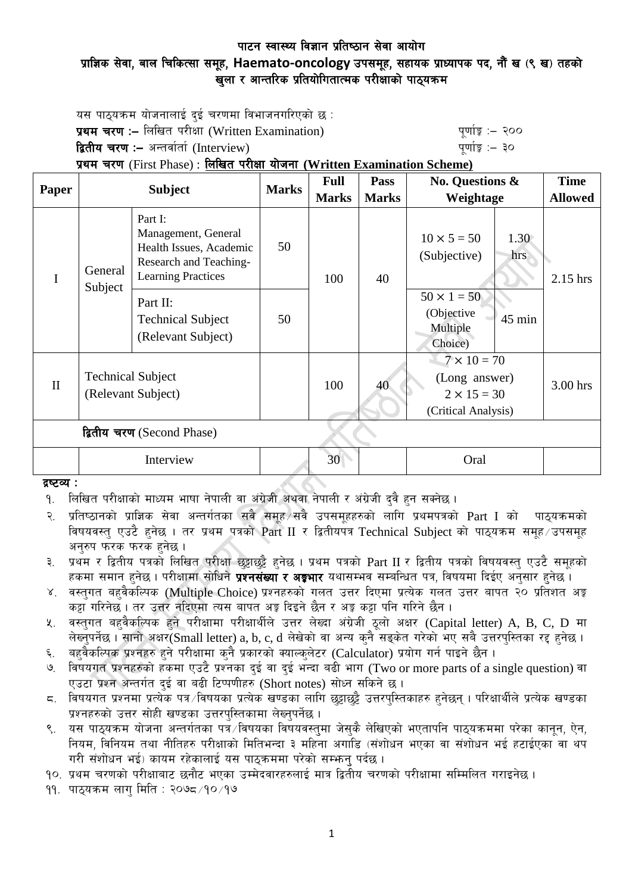# पाटन स्वास्थ्य विज्ञान प्रतिष्ठान सेवा आयोग

## प्राज्ञिक सेवा, बाल चिकित्सा समूह, Haemato-oncology उपसमूह, सहायक प्राध्यापक पद, नौं ख (९ ख) तहको खुला र आन्तरिक प्रतियोगितात्मक परीक्षाको पाठ्यक्रम

यस पाठ्यक्रम योजनालाई दुई चरणमा विभाजनगरिएको छ :

**प्रथम चरण :–** लिखित परीक्षा (Written Examination) पूर्णाङ्क :– २००

**द्वितीय चरण :–** अन्तर्वार्ता (Interview) पूर्णाङ्क :– ३०

**प्रथम चरण** (First Phase) : **लिखित परीक्षा योजना (Written Examination Scheme)**

| Paper | Subject | | Marks | Full Marks | Pass Marks | No. Questions & Weightage | | Time Allowed |
|---|---|---|---|---|---|---|---|---|
| I | General Subject | Part I: Management, General Health Issues, Academic Research and Teaching-Learning Practices | 50 | 100 | 40 | 10 × 5 = 50 (Subjective) | 1.30 hrs | 2.15 hrs |
| | | Part II: Technical Subject (Relevant Subject) | 50 | | | 50 × 1 = 50 (Objective Multiple Choice) | 45 min | |
| II | Technical Subject (Relevant Subject) | | | 100 | 40 | 7 × 10 = 70 (Long answer) 2 × 15 = 30 (Critical Analysis) | | 3.00 hrs |
| | **द्वितीय चरण** (Second Phase) | | | | | | | |
| | Interview | | | 30 | | Oral | | |

**द्रष्टव्य :**

१. लिखित परीक्षाको माध्यम भाषा नेपाली वा अंग्रेजी अथवा नेपाली र अंग्रेजी दुवै हुन सक्नेछ ।

२. प्रतिष्ठानको प्राज्ञिक सेवा अन्तर्गतका सबै समूह/सबै उपसमूहहरुको लागि प्रथमपत्रको Part I को पाठ्यक्रमको विषयवस्तु एउटै हुनेछ । तर प्रथम पत्रको Part II र द्वितीयपत्र Technical Subject को पाठ्यक्रम समूह/उपसमूह अनुरुप फरक फरक हुनेछ ।

३. प्रथम र द्वितीय पत्रको लिखित परीक्षा छुट्टाछुट्टै हुनेछ । प्रथम पत्रको Part II र द्वितीय पत्रको विषयवस्तु एउटै समूहको हकमा समान हुनेछ । परीक्षामा सोधिने **प्रश्नसंख्या र अङ्कभार** यथासम्भव सम्बन्धित पत्र, विषयमा दिईए अनुसार हुनेछ ।

४. वस्तुगत बहुवैकल्पिक (Multiple Choice) प्रश्नहरुको गलत उत्तर दिएमा प्रत्येक गलत उत्तर बापत २० प्रतिशत अङ्क कट्टा गरिनेछ । तर उत्तर नदिएमा त्यस बापत अङ्क दिइने छैन र अङ्क कट्टा पनि गरिने छैन ।

५. वस्तुगत बहुवैकल्पिक हुने परीक्षामा परीक्षार्थीले उत्तर लेख्दा अंग्रेजी ठूलो अक्षर (Capital letter) A, B, C, D मा लेख्नुपर्नेछ । सानो अक्षर(Small letter) a, b, c, d लेखेको वा अन्य कुनै सङ्केत गरेको भए सबै उत्तरपुस्तिका रद्द हुनेछ ।

६. बहुवैकल्पिक प्रश्नहरु हुने परीक्षामा कुनै प्रकारको क्याल्कुलेटर (Calculator) प्रयोग गर्न पाइने छैन ।

७. विषयगत प्रश्नहरुको हकमा एउटै प्रश्नका दुई वा दुई भन्दा बढी भाग (Two or more parts of a single question) वा एउटा प्रश्न अन्तर्गत दुई वा बढी टिप्पणीहरु (Short notes) सोध्न सकिने छ ।

८. विषयगत प्रश्नमा प्रत्येक पत्र/विषयका प्रत्येक खण्डका लागि छुट्टाछुट्टै उत्तरपुस्तिकाहरु हुनेछन् । परिक्षार्थीले प्रत्येक खण्डका प्रश्नहरुको उत्तर सोही खण्डका उत्तरपुस्तिकामा लेख्नुपर्नेछ ।

९. यस पाठ्यक्रम योजना अन्तर्गतका पत्र/विषयका विषयवस्तुमा जेसुकै लेखिएको भएतापनि पाठ्यक्रममा परेका कानून, ऐन, नियम, विनियम तथा नीतिहरु परीक्षाको मितिभन्दा ३ महिना अगाडि (संशोधन भएका वा संशोधन भई हटाईएका वा थप गरी संशोधन भई) कायम रहेकालाई यस पाठक्रममा परेको सम्झनु पर्दछ ।

१०. प्रथम चरणको परीक्षाबाट छनौट भएका उम्मेदवारहरुलाई मात्र द्वितीय चरणको परीक्षामा सम्मिलित गराइनेछ ।

११. पाठ्यक्रम लागु मिति : २०७८/१०/१७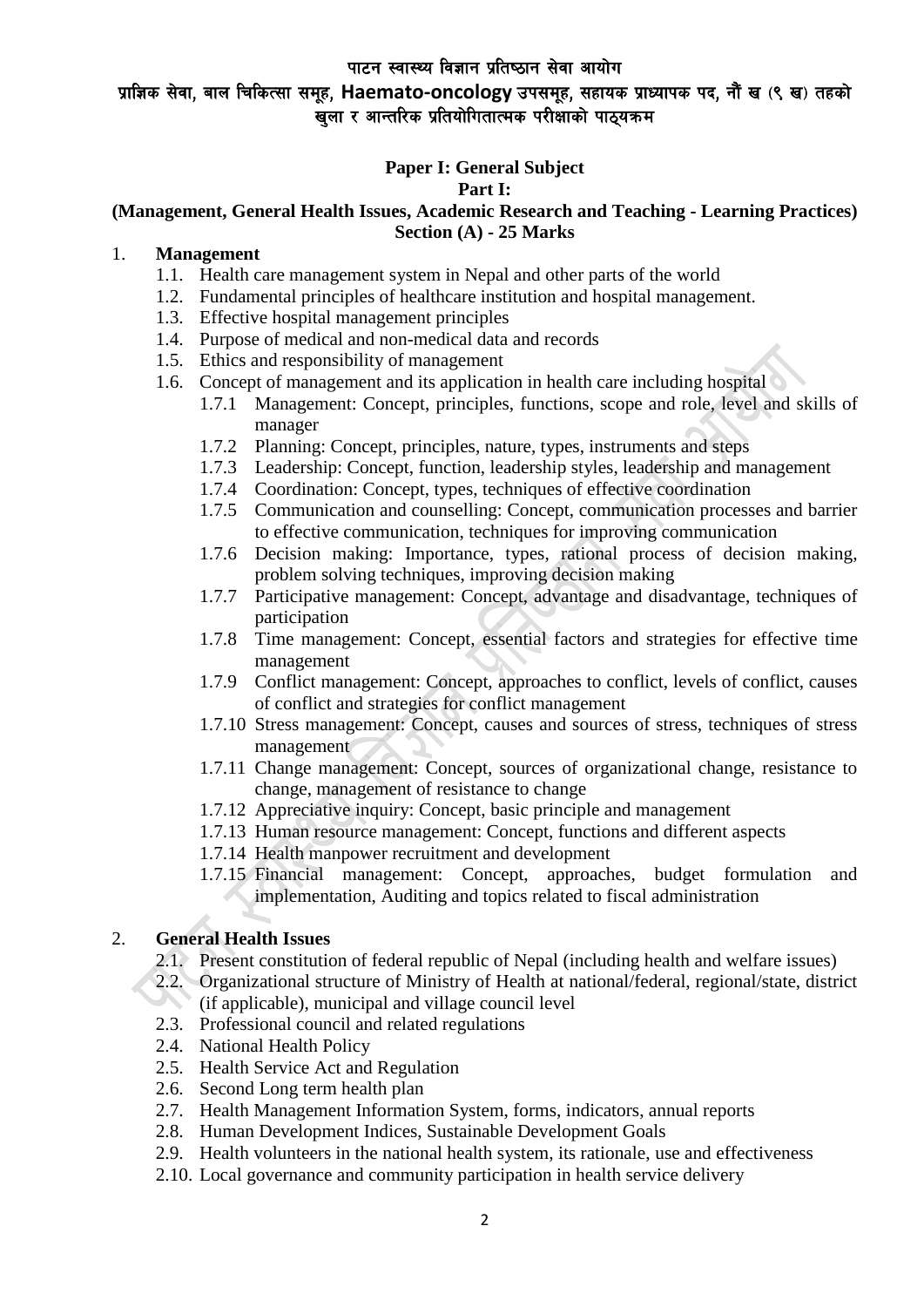पाटन स्वास्थ्य विज्ञान प्रतिष्ठान सेवा आयोग

प्राज्ञिक सेवा, बाल चिकित्सा समूह, Haemato-oncology उपसमूह, सहायक प्राध्यापक पद, नौं ख (९ ख) तहको खुला र आन्तरिक प्रतियोगितात्मक परीक्षाको पाठ्यक्रम

## Paper I: General Subject

### Part I:

### (Management, General Health Issues, Academic Research and Teaching - Learning Practices)

### Section (A) - 25 Marks

1. **Management**
   - 1.1. Health care management system in Nepal and other parts of the world
   - 1.2. Fundamental principles of healthcare institution and hospital management.
   - 1.3. Effective hospital management principles
   - 1.4. Purpose of medical and non-medical data and records
   - 1.5. Ethics and responsibility of management
   - 1.6. Concept of management and its application in health care including hospital
     - 1.7.1 Management: Concept, principles, functions, scope and role, level and skills of manager
     - 1.7.2 Planning: Concept, principles, nature, types, instruments and steps
     - 1.7.3 Leadership: Concept, function, leadership styles, leadership and management
     - 1.7.4 Coordination: Concept, types, techniques of effective coordination
     - 1.7.5 Communication and counselling: Concept, communication processes and barrier to effective communication, techniques for improving communication
     - 1.7.6 Decision making: Importance, types, rational process of decision making, problem solving techniques, improving decision making
     - 1.7.7 Participative management: Concept, advantage and disadvantage, techniques of participation
     - 1.7.8 Time management: Concept, essential factors and strategies for effective time management
     - 1.7.9 Conflict management: Concept, approaches to conflict, levels of conflict, causes of conflict and strategies for conflict management
     - 1.7.10 Stress management: Concept, causes and sources of stress, techniques of stress management
     - 1.7.11 Change management: Concept, sources of organizational change, resistance to change, management of resistance to change
     - 1.7.12 Appreciative inquiry: Concept, basic principle and management
     - 1.7.13 Human resource management: Concept, functions and different aspects
     - 1.7.14 Health manpower recruitment and development
     - 1.7.15 Financial management: Concept, approaches, budget formulation and implementation, Auditing and topics related to fiscal administration

2. **General Health Issues**
   - 2.1. Present constitution of federal republic of Nepal (including health and welfare issues)
   - 2.2. Organizational structure of Ministry of Health at national/federal, regional/state, district (if applicable), municipal and village council level
   - 2.3. Professional council and related regulations
   - 2.4. National Health Policy
   - 2.5. Health Service Act and Regulation
   - 2.6. Second Long term health plan
   - 2.7. Health Management Information System, forms, indicators, annual reports
   - 2.8. Human Development Indices, Sustainable Development Goals
   - 2.9. Health volunteers in the national health system, its rationale, use and effectiveness
   - 2.10. Local governance and community participation in health service delivery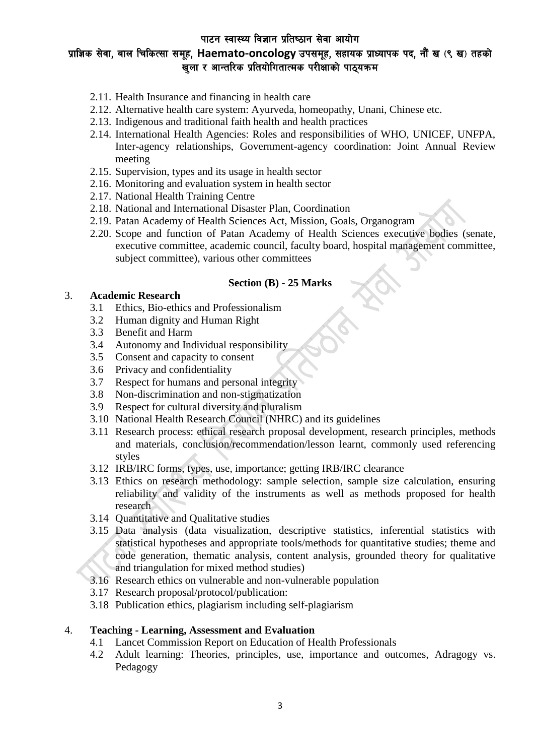- 2.11. Health Insurance and financing in health care
- 2.12. Alternative health care system: Ayurveda, homeopathy, Unani, Chinese etc.
- 2.13. Indigenous and traditional faith health and health practices
- 2.14. International Health Agencies: Roles and responsibilities of WHO, UNICEF, UNFPA, Inter-agency relationships, Government-agency coordination: Joint Annual Review meeting
- 2.15. Supervision, types and its usage in health sector
- 2.16. Monitoring and evaluation system in health sector
- 2.17. National Health Training Centre
- 2.18. National and International Disaster Plan, Coordination
- 2.19. Patan Academy of Health Sciences Act, Mission, Goals, Organogram
- 2.20. Scope and function of Patan Academy of Health Sciences executive bodies (senate, executive committee, academic council, faculty board, hospital management committee, subject committee), various other committees

**Section (B) - 25 Marks**

3. **Academic Research**
   - 3.1 Ethics, Bio-ethics and Professionalism
   - 3.2 Human dignity and Human Right
   - 3.3 Benefit and Harm
   - 3.4 Autonomy and Individual responsibility
   - 3.5 Consent and capacity to consent
   - 3.6 Privacy and confidentiality
   - 3.7 Respect for humans and personal integrity
   - 3.8 Non-discrimination and non-stigmatization
   - 3.9 Respect for cultural diversity and pluralism
   - 3.10 National Health Research Council (NHRC) and its guidelines
   - 3.11 Research process: ethical research proposal development, research principles, methods and materials, conclusion/recommendation/lesson learnt, commonly used referencing styles
   - 3.12 IRB/IRC forms, types, use, importance; getting IRB/IRC clearance
   - 3.13 Ethics on research methodology: sample selection, sample size calculation, ensuring reliability and validity of the instruments as well as methods proposed for health research
   - 3.14 Quantitative and Qualitative studies
   - 3.15 Data analysis (data visualization, descriptive statistics, inferential statistics with statistical hypotheses and appropriate tools/methods for quantitative studies; theme and code generation, thematic analysis, content analysis, grounded theory for qualitative and triangulation for mixed method studies)
   - 3.16 Research ethics on vulnerable and non-vulnerable population
   - 3.17 Research proposal/protocol/publication:
   - 3.18 Publication ethics, plagiarism including self-plagiarism

4. **Teaching - Learning, Assessment and Evaluation**
   - 4.1 Lancet Commission Report on Education of Health Professionals
   - 4.2 Adult learning: Theories, principles, use, importance and outcomes, Adragogy vs. Pedagogy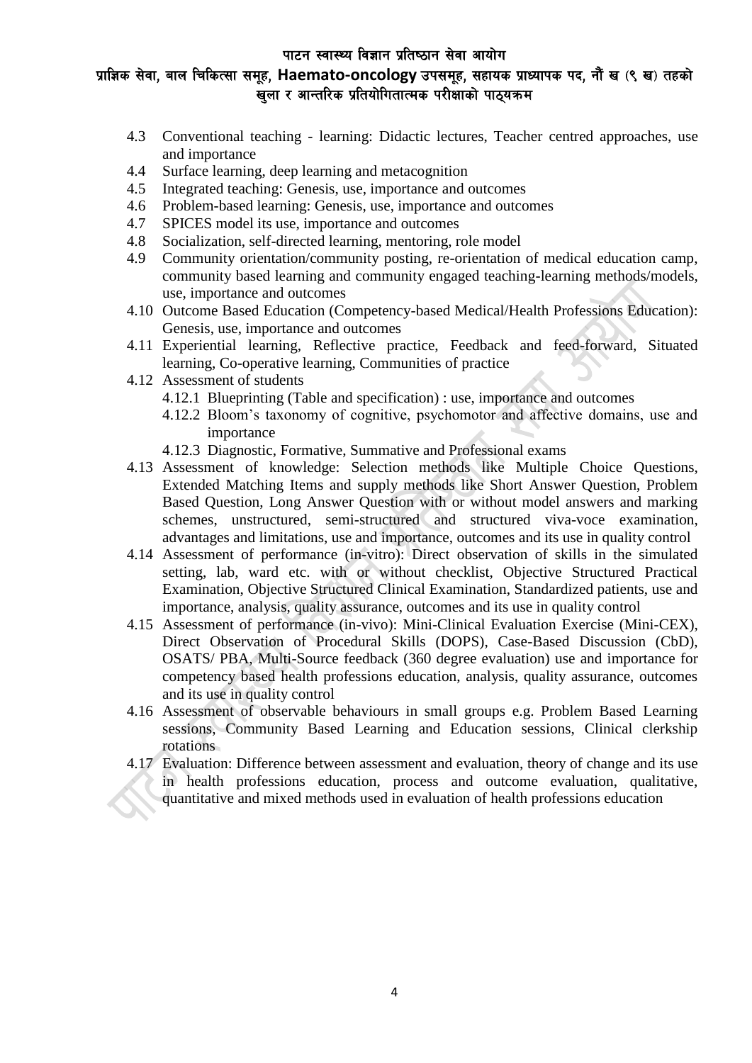4.3 Conventional teaching - learning: Didactic lectures, Teacher centred approaches, use and importance
4.4 Surface learning, deep learning and metacognition
4.5 Integrated teaching: Genesis, use, importance and outcomes
4.6 Problem-based learning: Genesis, use, importance and outcomes
4.7 SPICES model its use, importance and outcomes
4.8 Socialization, self-directed learning, mentoring, role model
4.9 Community orientation/community posting, re-orientation of medical education camp, community based learning and community engaged teaching-learning methods/models, use, importance and outcomes
4.10 Outcome Based Education (Competency-based Medical/Health Professions Education): Genesis, use, importance and outcomes
4.11 Experiential learning, Reflective practice, Feedback and feed-forward, Situated learning, Co-operative learning, Communities of practice
4.12 Assessment of students
    4.12.1 Blueprinting (Table and specification) : use, importance and outcomes
    4.12.2 Bloom's taxonomy of cognitive, psychomotor and affective domains, use and importance
    4.12.3 Diagnostic, Formative, Summative and Professional exams
4.13 Assessment of knowledge: Selection methods like Multiple Choice Questions, Extended Matching Items and supply methods like Short Answer Question, Problem Based Question, Long Answer Question with or without model answers and marking schemes, unstructured, semi-structured and structured viva-voce examination, advantages and limitations, use and importance, outcomes and its use in quality control
4.14 Assessment of performance (in-vitro): Direct observation of skills in the simulated setting, lab, ward etc. with or without checklist, Objective Structured Practical Examination, Objective Structured Clinical Examination, Standardized patients, use and importance, analysis, quality assurance, outcomes and its use in quality control
4.15 Assessment of performance (in-vivo): Mini-Clinical Evaluation Exercise (Mini-CEX), Direct Observation of Procedural Skills (DOPS), Case-Based Discussion (CbD), OSATS/ PBA, Multi-Source feedback (360 degree evaluation) use and importance for competency based health professions education, analysis, quality assurance, outcomes and its use in quality control
4.16 Assessment of observable behaviours in small groups e.g. Problem Based Learning sessions, Community Based Learning and Education sessions, Clinical clerkship rotations
4.17 Evaluation: Difference between assessment and evaluation, theory of change and its use in health professions education, process and outcome evaluation, qualitative, quantitative and mixed methods used in evaluation of health professions education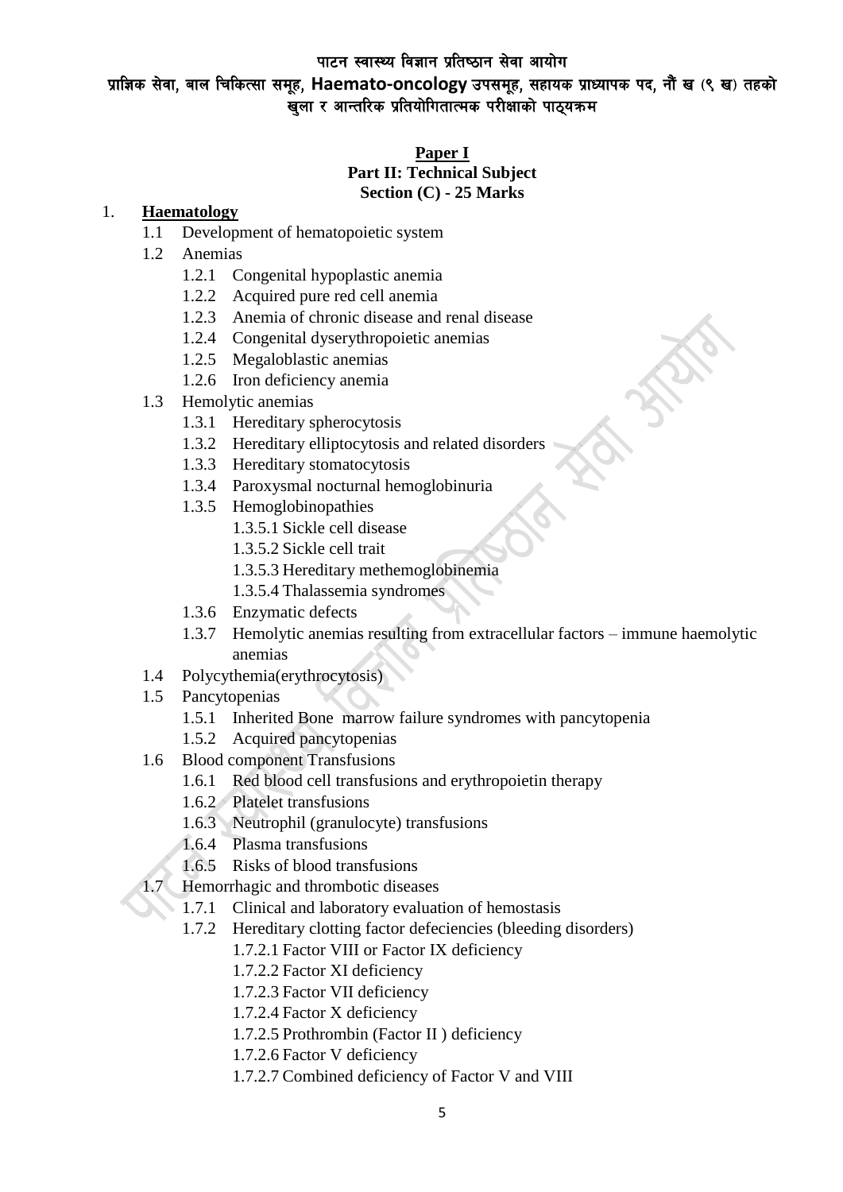पाटन स्वास्थ्य विज्ञान प्रतिष्ठान सेवा आयोग

प्राज्ञिक सेवा, बाल चिकित्सा समूह, **Haemato-oncology** उपसमूह, सहायक प्राध्यापक पद, नौं ख (९ ख) तहको खुला र आन्तरिक प्रतियोगितात्मक परीक्षाको पाठ्यक्रम

**Paper I**

**Part II: Technical Subject**

**Section (C) - 25 Marks**

1. **Haematology**
   - 1.1 Development of hematopoietic system
   - 1.2 Anemias
     - 1.2.1 Congenital hypoplastic anemia
     - 1.2.2 Acquired pure red cell anemia
     - 1.2.3 Anemia of chronic disease and renal disease
     - 1.2.4 Congenital dyserythropoietic anemias
     - 1.2.5 Megaloblastic anemias
     - 1.2.6 Iron deficiency anemia
   - 1.3 Hemolytic anemias
     - 1.3.1 Hereditary spherocytosis
     - 1.3.2 Hereditary elliptocytosis and related disorders
     - 1.3.3 Hereditary stomatocytosis
     - 1.3.4 Paroxysmal nocturnal hemoglobinuria
     - 1.3.5 Hemoglobinopathies
       - 1.3.5.1 Sickle cell disease
       - 1.3.5.2 Sickle cell trait
       - 1.3.5.3 Hereditary methemoglobinemia
       - 1.3.5.4 Thalassemia syndromes
     - 1.3.6 Enzymatic defects
     - 1.3.7 Hemolytic anemias resulting from extracellular factors – immune haemolytic anemias
   - 1.4 Polycythemia(erythrocytosis)
   - 1.5 Pancytopenias
     - 1.5.1 Inherited Bone marrow failure syndromes with pancytopenia
     - 1.5.2 Acquired pancytopenias
   - 1.6 Blood component Transfusions
     - 1.6.1 Red blood cell transfusions and erythropoietin therapy
     - 1.6.2 Platelet transfusions
     - 1.6.3 Neutrophil (granulocyte) transfusions
     - 1.6.4 Plasma transfusions
     - 1.6.5 Risks of blood transfusions
   - 1.7 Hemorrhagic and thrombotic diseases
     - 1.7.1 Clinical and laboratory evaluation of hemostasis
     - 1.7.2 Hereditary clotting factor defeciencies (bleeding disorders)
       - 1.7.2.1 Factor VIII or Factor IX deficiency
       - 1.7.2.2 Factor XI deficiency
       - 1.7.2.3 Factor VII deficiency
       - 1.7.2.4 Factor X deficiency
       - 1.7.2.5 Prothrombin (Factor II ) deficiency
       - 1.7.2.6 Factor V deficiency
       - 1.7.2.7 Combined deficiency of Factor V and VIII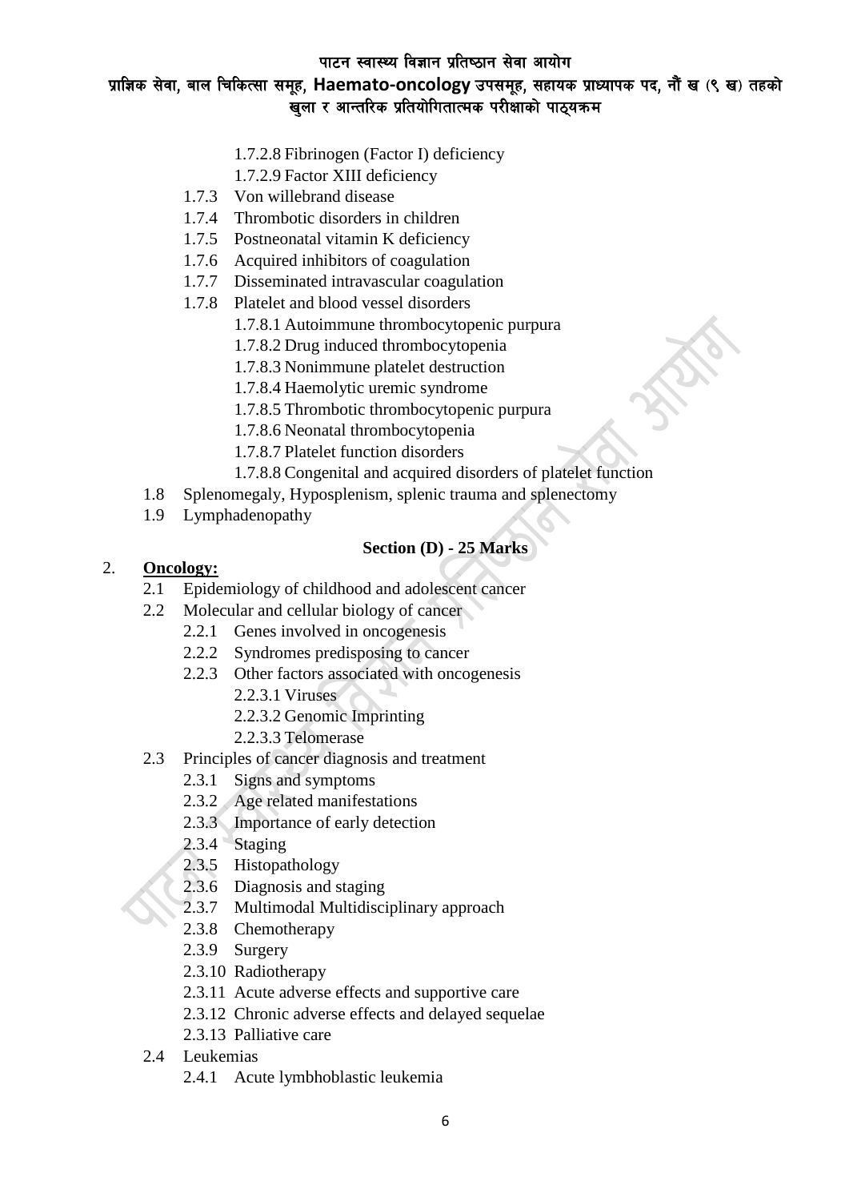- 1.7.2.8 Fibrinogen (Factor I) deficiency
- 1.7.2.9 Factor XIII deficiency
- 1.7.3 Von willebrand disease
- 1.7.4 Thrombotic disorders in children
- 1.7.5 Postneonatal vitamin K deficiency
- 1.7.6 Acquired inhibitors of coagulation
- 1.7.7 Disseminated intravascular coagulation
- 1.7.8 Platelet and blood vessel disorders
  - 1.7.8.1 Autoimmune thrombocytopenic purpura
  - 1.7.8.2 Drug induced thrombocytopenia
  - 1.7.8.3 Nonimmune platelet destruction
  - 1.7.8.4 Haemolytic uremic syndrome
  - 1.7.8.5 Thrombotic thrombocytopenic purpura
  - 1.7.8.6 Neonatal thrombocytopenia
  - 1.7.8.7 Platelet function disorders
  - 1.7.8.8 Congenital and acquired disorders of platelet function
- 1.8 Splenomegaly, Hyposplenism, splenic trauma and splenectomy
- 1.9 Lymphadenopathy

**Section (D) - 25 Marks**

2. **Oncology:**
   - 2.1 Epidemiology of childhood and adolescent cancer
   - 2.2 Molecular and cellular biology of cancer
     - 2.2.1 Genes involved in oncogenesis
     - 2.2.2 Syndromes predisposing to cancer
     - 2.2.3 Other factors associated with oncogenesis
       - 2.2.3.1 Viruses
       - 2.2.3.2 Genomic Imprinting
       - 2.2.3.3 Telomerase
   - 2.3 Principles of cancer diagnosis and treatment
     - 2.3.1 Signs and symptoms
     - 2.3.2 Age related manifestations
     - 2.3.3 Importance of early detection
     - 2.3.4 Staging
     - 2.3.5 Histopathology
     - 2.3.6 Diagnosis and staging
     - 2.3.7 Multimodal Multidisciplinary approach
     - 2.3.8 Chemotherapy
     - 2.3.9 Surgery
     - 2.3.10 Radiotherapy
     - 2.3.11 Acute adverse effects and supportive care
     - 2.3.12 Chronic adverse effects and delayed sequelae
     - 2.3.13 Palliative care
   - 2.4 Leukemias
     - 2.4.1 Acute lymbhoblastic leukemia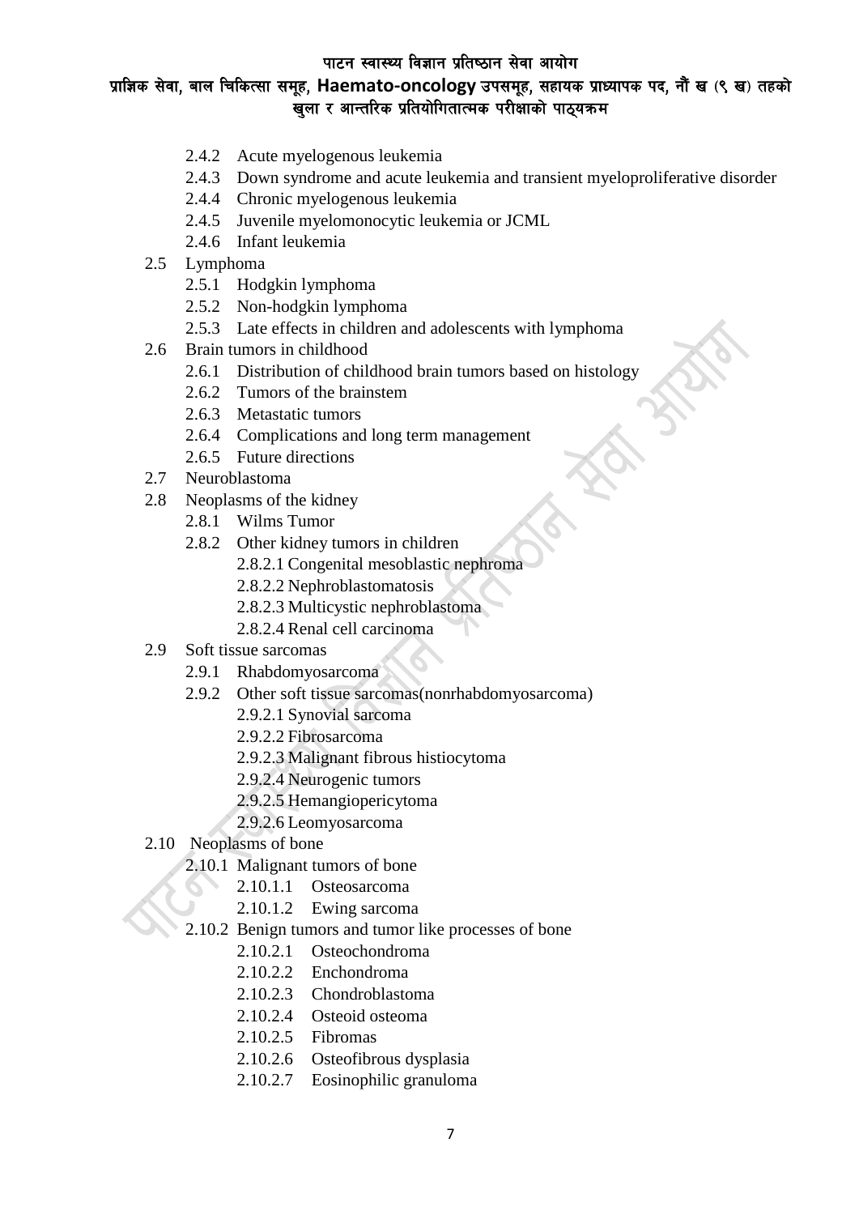- 2.4.2 Acute myelogenous leukemia
- 2.4.3 Down syndrome and acute leukemia and transient myeloproliferative disorder
- 2.4.4 Chronic myelogenous leukemia
- 2.4.5 Juvenile myelomonocytic leukemia or JCML
- 2.4.6 Infant leukemia

2.5 Lymphoma
- 2.5.1 Hodgkin lymphoma
- 2.5.2 Non-hodgkin lymphoma
- 2.5.3 Late effects in children and adolescents with lymphoma

2.6 Brain tumors in childhood
- 2.6.1 Distribution of childhood brain tumors based on histology
- 2.6.2 Tumors of the brainstem
- 2.6.3 Metastatic tumors
- 2.6.4 Complications and long term management
- 2.6.5 Future directions

2.7 Neuroblastoma

2.8 Neoplasms of the kidney
- 2.8.1 Wilms Tumor
- 2.8.2 Other kidney tumors in children
  - 2.8.2.1 Congenital mesoblastic nephroma
  - 2.8.2.2 Nephroblastomatosis
  - 2.8.2.3 Multicystic nephroblastoma
  - 2.8.2.4 Renal cell carcinoma

2.9 Soft tissue sarcomas
- 2.9.1 Rhabdomyosarcoma
- 2.9.2 Other soft tissue sarcomas(nonrhabdomyosarcoma)
  - 2.9.2.1 Synovial sarcoma
  - 2.9.2.2 Fibrosarcoma
  - 2.9.2.3 Malignant fibrous histiocytoma
  - 2.9.2.4 Neurogenic tumors
  - 2.9.2.5 Hemangiopericytoma
  - 2.9.2.6 Leomyosarcoma

2.10 Neoplasms of bone
- 2.10.1 Malignant tumors of bone
  - 2.10.1.1 Osteosarcoma
  - 2.10.1.2 Ewing sarcoma
- 2.10.2 Benign tumors and tumor like processes of bone
  - 2.10.2.1 Osteochondroma
  - 2.10.2.2 Enchondroma
  - 2.10.2.3 Chondroblastoma
  - 2.10.2.4 Osteoid osteoma
  - 2.10.2.5 Fibromas
  - 2.10.2.6 Osteofibrous dysplasia
  - 2.10.2.7 Eosinophilic granuloma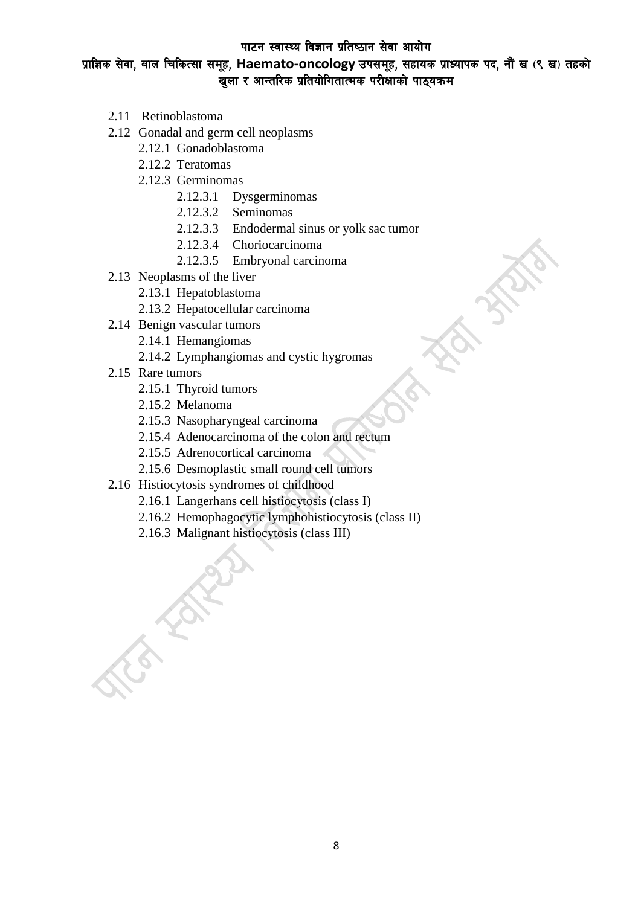- 2.11 Retinoblastoma
- 2.12 Gonadal and germ cell neoplasms
  - 2.12.1 Gonadoblastoma
  - 2.12.2 Teratomas
  - 2.12.3 Germinomas
    - 2.12.3.1 Dysgerminomas
    - 2.12.3.2 Seminomas
    - 2.12.3.3 Endodermal sinus or yolk sac tumor
    - 2.12.3.4 Choriocarcinoma
    - 2.12.3.5 Embryonal carcinoma
- 2.13 Neoplasms of the liver
  - 2.13.1 Hepatoblastoma
  - 2.13.2 Hepatocellular carcinoma
- 2.14 Benign vascular tumors
  - 2.14.1 Hemangiomas
  - 2.14.2 Lymphangiomas and cystic hygromas
- 2.15 Rare tumors
  - 2.15.1 Thyroid tumors
  - 2.15.2 Melanoma
  - 2.15.3 Nasopharyngeal carcinoma
  - 2.15.4 Adenocarcinoma of the colon and rectum
  - 2.15.5 Adrenocortical carcinoma
  - 2.15.6 Desmoplastic small round cell tumors
- 2.16 Histiocytosis syndromes of childhood
  - 2.16.1 Langerhans cell histiocytosis (class I)
  - 2.16.2 Hemophagocytic lymphohistiocytosis (class II)
  - 2.16.3 Malignant histiocytosis (class III)